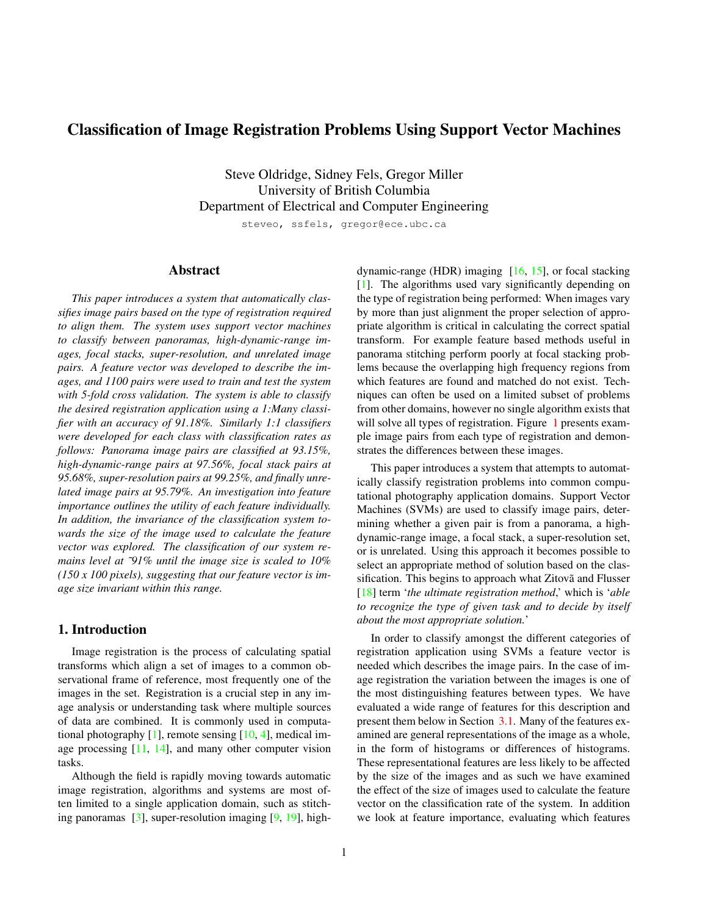# Classification of Image Registration Problems Using Support Vector Machines

Steve Oldridge, Sidney Fels, Gregor Miller
University of British Columbia
Department of Electrical and Computer Engineering

steveo, ssfels, gregor@ece.ubc.ca

## Abstract

*This paper introduces a system that automatically classifies image pairs based on the type of registration required to align them. The system uses support vector machines to classify between panoramas, high-dynamic-range images, focal stacks, super-resolution, and unrelated image pairs. A feature vector was developed to describe the images, and 1100 pairs were used to train and test the system with 5-fold cross validation. The system is able to classify the desired registration application using a 1:Many classifier with an accuracy of 91.18%. Similarly 1:1 classifiers were developed for each class with classification rates as follows: Panorama image pairs are classified at 93.15%, high-dynamic-range pairs at 97.56%, focal stack pairs at 95.68%, super-resolution pairs at 99.25%, and finally unrelated image pairs at 95.79%. An investigation into feature importance outlines the utility of each feature individually. In addition, the invariance of the classification system towards the size of the image used to calculate the feature vector was explored. The classification of our system remains level at ~91% until the image size is scaled to 10% (150 x 100 pixels), suggesting that our feature vector is image size invariant within this range.*

## 1. Introduction

Image registration is the process of calculating spatial transforms which align a set of images to a common observational frame of reference, most frequently one of the images in the set. Registration is a crucial step in any image analysis or understanding task where multiple sources of data are combined. It is commonly used in computational photography [1], remote sensing [10, 4], medical image processing [11, 14], and many other computer vision tasks.

Although the field is rapidly moving towards automatic image registration, algorithms and systems are most often limited to a single application domain, such as stitching panoramas [3], super-resolution imaging [9, 19], high-dynamic-range (HDR) imaging [16, 15], or focal stacking [1]. The algorithms used vary significantly depending on the type of registration being performed: When images vary by more than just alignment the proper selection of appropriate algorithm is critical in calculating the correct spatial transform. For example feature based methods useful in panorama stitching perform poorly at focal stacking problems because the overlapping high frequency regions from which features are found and matched do not exist. Techniques can often be used on a limited subset of problems from other domains, however no single algorithm exists that will solve all types of registration. Figure 1 presents example image pairs from each type of registration and demonstrates the differences between these images.

This paper introduces a system that attempts to automatically classify registration problems into common computational photography application domains. Support Vector Machines (SVMs) are used to classify image pairs, determining whether a given pair is from a panorama, a high-dynamic-range image, a focal stack, a super-resolution set, or is unrelated. Using this approach it becomes possible to select an appropriate method of solution based on the classification. This begins to approach what Zitovã and Flusser [18] term '*the ultimate registration method*,' which is '*able to recognize the type of given task and to decide by itself about the most appropriate solution.*'

In order to classify amongst the different categories of registration application using SVMs a feature vector is needed which describes the image pairs. In the case of image registration the variation between the images is one of the most distinguishing features between types. We have evaluated a wide range of features for this description and present them below in Section 3.1. Many of the features examined are general representations of the image as a whole, in the form of histograms or differences of histograms. These representational features are less likely to be affected by the size of the images and as such we have examined the effect of the size of images used to calculate the feature vector on the classification rate of the system. In addition we look at feature importance, evaluating which features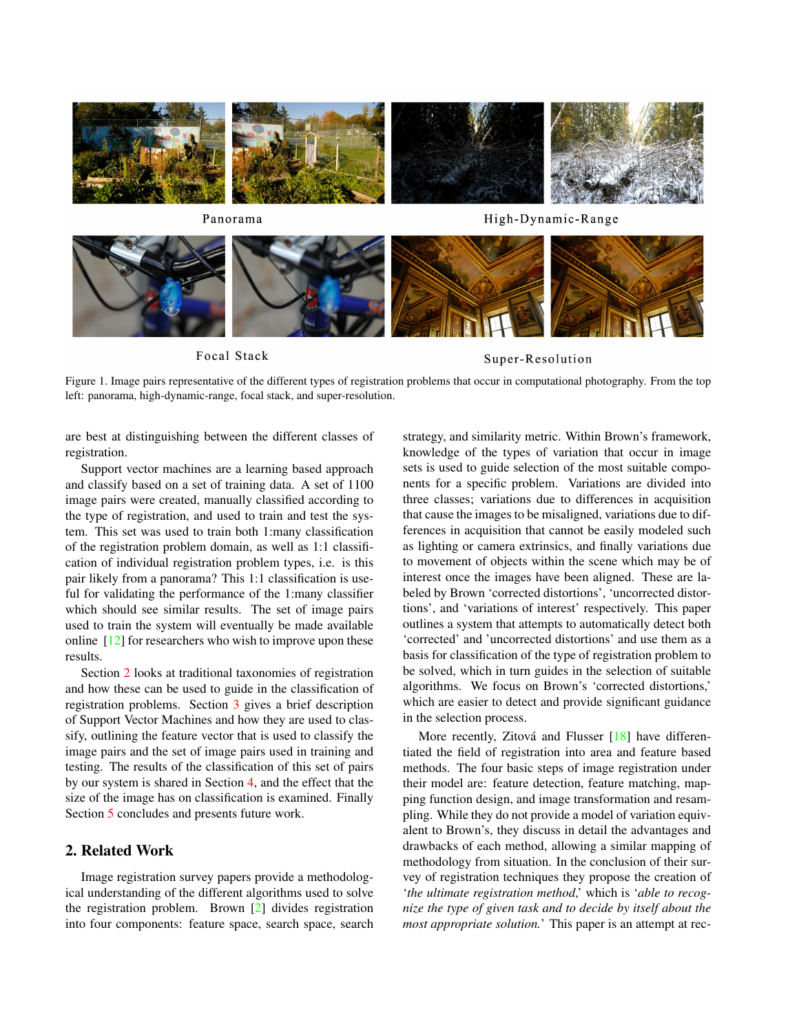Panorama

High-Dynamic-Range

Focal Stack

Super-Resolution

Figure 1. Image pairs representative of the different types of registration problems that occur in computational photography. From the top left: panorama, high-dynamic-range, focal stack, and super-resolution.

are best at distinguishing between the different classes of registration.

Support vector machines are a learning based approach and classify based on a set of training data. A set of 1100 image pairs were created, manually classified according to the type of registration, and used to train and test the system. This set was used to train both 1:many classification of the registration problem domain, as well as 1:1 classification of individual registration problem types, i.e. is this pair likely from a panorama? This 1:1 classification is useful for validating the performance of the 1:many classifier which should see similar results. The set of image pairs used to train the system will eventually be made available online [12] for researchers who wish to improve upon these results.

Section 2 looks at traditional taxonomies of registration and how these can be used to guide in the classification of registration problems. Section 3 gives a brief description of Support Vector Machines and how they are used to classify, outlining the feature vector that is used to classify the image pairs and the set of image pairs used in training and testing. The results of the classification of this set of pairs by our system is shared in Section 4, and the effect that the size of the image has on classification is examined. Finally Section 5 concludes and presents future work.

## 2. Related Work

Image registration survey papers provide a methodological understanding of the different algorithms used to solve the registration problem. Brown [2] divides registration into four components: feature space, search space, search strategy, and similarity metric. Within Brown's framework, knowledge of the types of variation that occur in image sets is used to guide selection of the most suitable components for a specific problem. Variations are divided into three classes; variations due to differences in acquisition that cause the images to be misaligned, variations due to differences in acquisition that cannot be easily modeled such as lighting or camera extrinsics, and finally variations due to movement of objects within the scene which may be of interest once the images have been aligned. These are labeled by Brown 'corrected distortions', 'uncorrected distortions', and 'variations of interest' respectively. This paper outlines a system that attempts to automatically detect both 'corrected' and 'uncorrected distortions' and use them as a basis for classification of the type of registration problem to be solved, which in turn guides in the selection of suitable algorithms. We focus on Brown's 'corrected distortions,' which are easier to detect and provide significant guidance in the selection process.

More recently, Zitová and Flusser [18] have differentiated the field of registration into area and feature based methods. The four basic steps of image registration under their model are: feature detection, feature matching, mapping function design, and image transformation and resampling. While they do not provide a model of variation equivalent to Brown's, they discuss in detail the advantages and drawbacks of each method, allowing a similar mapping of methodology from situation. In the conclusion of their survey of registration techniques they propose the creation of '*the ultimate registration method*,' which is '*able to recognize the type of given task and to decide by itself about the most appropriate solution.*' This paper is an attempt at rec-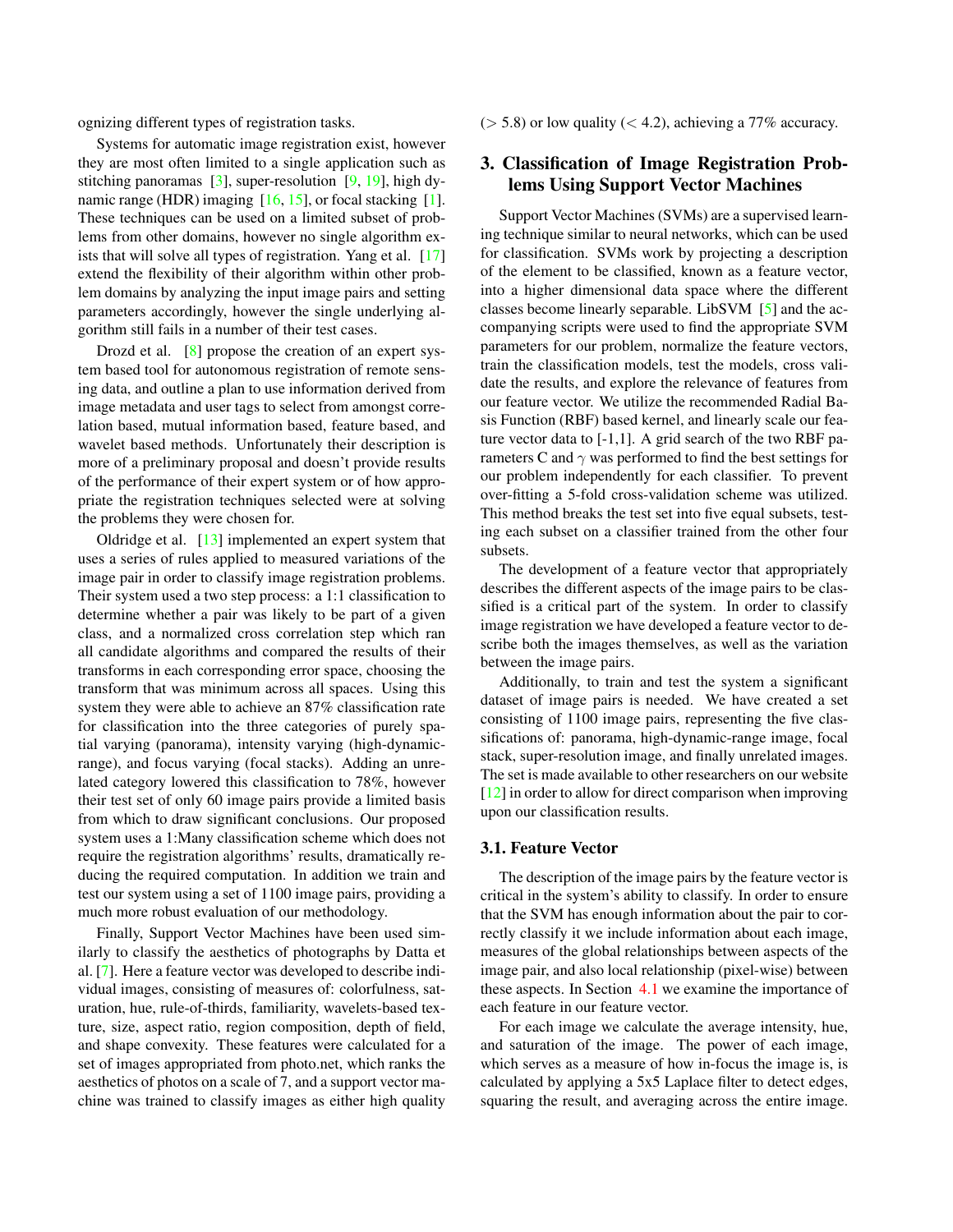ognizing different types of registration tasks.

Systems for automatic image registration exist, however they are most often limited to a single application such as stitching panoramas [3], super-resolution [9, 19], high dynamic range (HDR) imaging [16, 15], or focal stacking [1]. These techniques can be used on a limited subset of problems from other domains, however no single algorithm exists that will solve all types of registration. Yang et al. [17] extend the flexibility of their algorithm within other problem domains by analyzing the input image pairs and setting parameters accordingly, however the single underlying algorithm still fails in a number of their test cases.

Drozd et al. [8] propose the creation of an expert system based tool for autonomous registration of remote sensing data, and outline a plan to use information derived from image metadata and user tags to select from amongst correlation based, mutual information based, feature based, and wavelet based methods. Unfortunately their description is more of a preliminary proposal and doesn't provide results of the performance of their expert system or of how appropriate the registration techniques selected were at solving the problems they were chosen for.

Oldridge et al. [13] implemented an expert system that uses a series of rules applied to measured variations of the image pair in order to classify image registration problems. Their system used a two step process: a 1:1 classification to determine whether a pair was likely to be part of a given class, and a normalized cross correlation step which ran all candidate algorithms and compared the results of their transforms in each corresponding error space, choosing the transform that was minimum across all spaces. Using this system they were able to achieve an 87% classification rate for classification into the three categories of purely spatial varying (panorama), intensity varying (high-dynamic-range), and focus varying (focal stacks). Adding an unrelated category lowered this classification to 78%, however their test set of only 60 image pairs provide a limited basis from which to draw significant conclusions. Our proposed system uses a 1:Many classification scheme which does not require the registration algorithms' results, dramatically reducing the required computation. In addition we train and test our system using a set of 1100 image pairs, providing a much more robust evaluation of our methodology.

Finally, Support Vector Machines have been used similarly to classify the aesthetics of photographs by Datta et al. [7]. Here a feature vector was developed to describe individual images, consisting of measures of: colorfulness, saturation, hue, rule-of-thirds, familiarity, wavelets-based texture, size, aspect ratio, region composition, depth of field, and shape convexity. These features were calculated for a set of images appropriated from photo.net, which ranks the aesthetics of photos on a scale of 7, and a support vector machine was trained to classify images as either high quality ($> 5.8$) or low quality ($< 4.2$), achieving a 77% accuracy.

## 3. Classification of Image Registration Problems Using Support Vector Machines

Support Vector Machines (SVMs) are a supervised learning technique similar to neural networks, which can be used for classification. SVMs work by projecting a description of the element to be classified, known as a feature vector, into a higher dimensional data space where the different classes become linearly separable. LibSVM [5] and the accompanying scripts were used to find the appropriate SVM parameters for our problem, normalize the feature vectors, train the classification models, test the models, cross validate the results, and explore the relevance of features from our feature vector. We utilize the recommended Radial Basis Function (RBF) based kernel, and linearly scale our feature vector data to [-1,1]. A grid search of the two RBF parameters C and $\gamma$ was performed to find the best settings for our problem independently for each classifier. To prevent over-fitting a 5-fold cross-validation scheme was utilized. This method breaks the test set into five equal subsets, testing each subset on a classifier trained from the other four subsets.

The development of a feature vector that appropriately describes the different aspects of the image pairs to be classified is a critical part of the system. In order to classify image registration we have developed a feature vector to describe both the images themselves, as well as the variation between the image pairs.

Additionally, to train and test the system a significant dataset of image pairs is needed. We have created a set consisting of 1100 image pairs, representing the five classifications of: panorama, high-dynamic-range image, focal stack, super-resolution image, and finally unrelated images. The set is made available to other researchers on our website [12] in order to allow for direct comparison when improving upon our classification results.

### 3.1. Feature Vector

The description of the image pairs by the feature vector is critical in the system's ability to classify. In order to ensure that the SVM has enough information about the pair to correctly classify it we include information about each image, measures of the global relationships between aspects of the image pair, and also local relationship (pixel-wise) between these aspects. In Section 4.1 we examine the importance of each feature in our feature vector.

For each image we calculate the average intensity, hue, and saturation of the image. The power of each image, which serves as a measure of how in-focus the image is, is calculated by applying a 5x5 Laplace filter to detect edges, squaring the result, and averaging across the entire image.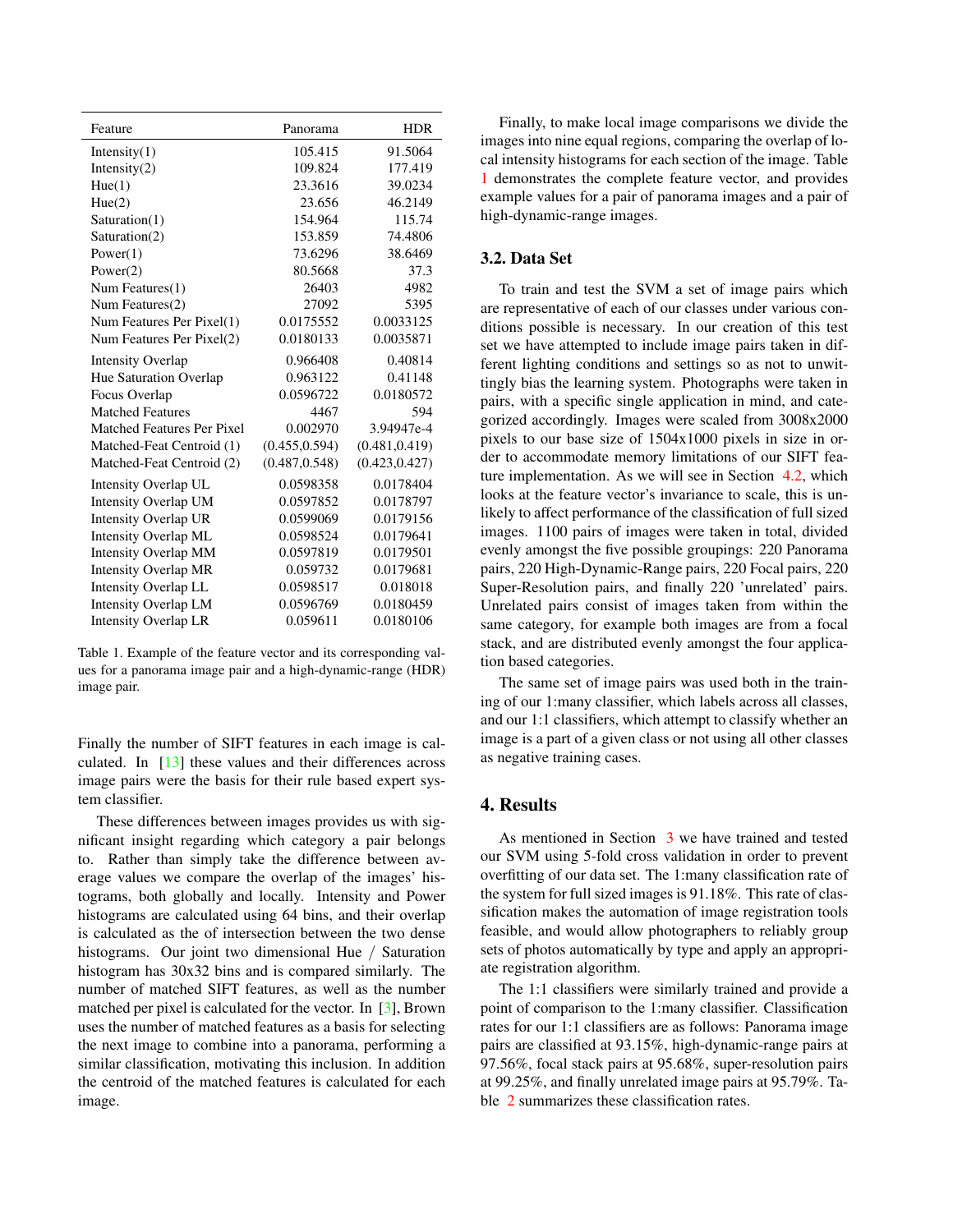| Feature | Panorama | HDR |
| --- | --- | --- |
| Intensity(1) | 105.415 | 91.5064 |
| Intensity(2) | 109.824 | 177.419 |
| Hue(1) | 23.3616 | 39.0234 |
| Hue(2) | 23.656 | 46.2149 |
| Saturation(1) | 154.964 | 115.74 |
| Saturation(2) | 153.859 | 74.4806 |
| Power(1) | 73.6296 | 38.6469 |
| Power(2) | 80.5668 | 37.3 |
| Num Features(1) | 26403 | 4982 |
| Num Features(2) | 27092 | 5395 |
| Num Features Per Pixel(1) | 0.0175552 | 0.0033125 |
| Num Features Per Pixel(2) | 0.0180133 | 0.0035871 |
| Intensity Overlap | 0.966408 | 0.40814 |
| Hue Saturation Overlap | 0.963122 | 0.41148 |
| Focus Overlap | 0.0596722 | 0.0180572 |
| Matched Features | 4467 | 594 |
| Matched Features Per Pixel | 0.002970 | 3.94947e-4 |
| Matched-Feat Centroid (1) | (0.455,0.594) | (0.481,0.419) |
| Matched-Feat Centroid (2) | (0.487,0.548) | (0.423,0.427) |
| Intensity Overlap UL | 0.0598358 | 0.0178404 |
| Intensity Overlap UM | 0.0597852 | 0.0178797 |
| Intensity Overlap UR | 0.0599069 | 0.0179156 |
| Intensity Overlap ML | 0.0598524 | 0.0179641 |
| Intensity Overlap MM | 0.0597819 | 0.0179501 |
| Intensity Overlap MR | 0.059732 | 0.0179681 |
| Intensity Overlap LL | 0.0598517 | 0.018018 |
| Intensity Overlap LM | 0.0596769 | 0.0180459 |
| Intensity Overlap LR | 0.059611 | 0.0180106 |

Table 1. Example of the feature vector and its corresponding values for a panorama image pair and a high-dynamic-range (HDR) image pair.

Finally the number of SIFT features in each image is calculated. In [13] these values and their differences across image pairs were the basis for their rule based expert system classifier.

These differences between images provides us with significant insight regarding which category a pair belongs to. Rather than simply take the difference between average values we compare the overlap of the images' histograms, both globally and locally. Intensity and Power histograms are calculated using 64 bins, and their overlap is calculated as the of intersection between the two dense histograms. Our joint two dimensional Hue / Saturation histogram has 30x32 bins and is compared similarly. The number of matched SIFT features, as well as the number matched per pixel is calculated for the vector. In [3], Brown uses the number of matched features as a basis for selecting the next image to combine into a panorama, performing a similar classification, motivating this inclusion. In addition the centroid of the matched features is calculated for each image.

Finally, to make local image comparisons we divide the images into nine equal regions, comparing the overlap of local intensity histograms for each section of the image. Table 1 demonstrates the complete feature vector, and provides example values for a pair of panorama images and a pair of high-dynamic-range images.

### 3.2. Data Set

To train and test the SVM a set of image pairs which are representative of each of our classes under various conditions possible is necessary. In our creation of this test set we have attempted to include image pairs taken in different lighting conditions and settings so as not to unwittingly bias the learning system. Photographs were taken in pairs, with a specific single application in mind, and categorized accordingly. Images were scaled from 3008x2000 pixels to our base size of 1504x1000 pixels in size in order to accommodate memory limitations of our SIFT feature implementation. As we will see in Section 4.2, which looks at the feature vector's invariance to scale, this is unlikely to affect performance of the classification of full sized images. 1100 pairs of images were taken in total, divided evenly amongst the five possible groupings: 220 Panorama pairs, 220 High-Dynamic-Range pairs, 220 Focal pairs, 220 Super-Resolution pairs, and finally 220 'unrelated' pairs. Unrelated pairs consist of images taken from within the same category, for example both images are from a focal stack, and are distributed evenly amongst the four application based categories.

The same set of image pairs was used both in the training of our 1:many classifier, which labels across all classes, and our 1:1 classifiers, which attempt to classify whether an image is a part of a given class or not using all other classes as negative training cases.

## 4. Results

As mentioned in Section 3 we have trained and tested our SVM using 5-fold cross validation in order to prevent overfitting of our data set. The 1:many classification rate of the system for full sized images is 91.18%. This rate of classification makes the automation of image registration tools feasible, and would allow photographers to reliably group sets of photos automatically by type and apply an appropriate registration algorithm.

The 1:1 classifiers were similarly trained and provide a point of comparison to the 1:many classifier. Classification rates for our 1:1 classifiers are as follows: Panorama image pairs are classified at 93.15%, high-dynamic-range pairs at 97.56%, focal stack pairs at 95.68%, super-resolution pairs at 99.25%, and finally unrelated image pairs at 95.79%. Table 2 summarizes these classification rates.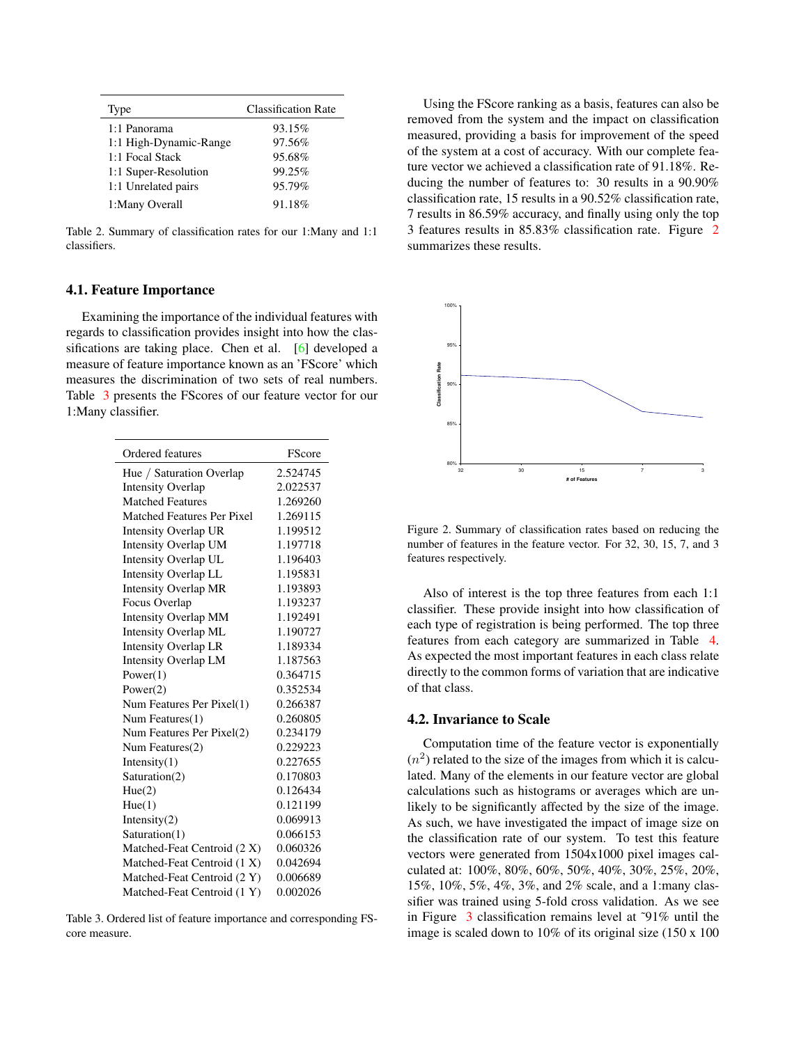| Type | Classification Rate |
|---|---|
| 1:1 Panorama | 93.15% |
| 1:1 High-Dynamic-Range | 97.56% |
| 1:1 Focal Stack | 95.68% |
| 1:1 Super-Resolution | 99.25% |
| 1:1 Unrelated pairs | 95.79% |
| 1:Many Overall | 91.18% |

Table 2. Summary of classification rates for our 1:Many and 1:1 classifiers.

### 4.1. Feature Importance

Examining the importance of the individual features with regards to classification provides insight into how the classifications are taking place. Chen et al. [6] developed a measure of feature importance known as an 'FScore' which measures the discrimination of two sets of real numbers. Table 3 presents the FScores of our feature vector for our 1:Many classifier.

| Ordered features | FScore |
|---|---|
| Hue / Saturation Overlap | 2.524745 |
| Intensity Overlap | 2.022537 |
| Matched Features | 1.269260 |
| Matched Features Per Pixel | 1.269115 |
| Intensity Overlap UR | 1.199512 |
| Intensity Overlap UM | 1.197718 |
| Intensity Overlap UL | 1.196403 |
| Intensity Overlap LL | 1.195831 |
| Intensity Overlap MR | 1.193893 |
| Focus Overlap | 1.193237 |
| Intensity Overlap MM | 1.192491 |
| Intensity Overlap ML | 1.190727 |
| Intensity Overlap LR | 1.189334 |
| Intensity Overlap LM | 1.187563 |
| Power(1) | 0.364715 |
| Power(2) | 0.352534 |
| Num Features Per Pixel(1) | 0.266387 |
| Num Features(1) | 0.260805 |
| Num Features Per Pixel(2) | 0.234179 |
| Num Features(2) | 0.229223 |
| Intensity(1) | 0.227655 |
| Saturation(2) | 0.170803 |
| Hue(2) | 0.126434 |
| Hue(1) | 0.121199 |
| Intensity(2) | 0.069913 |
| Saturation(1) | 0.066153 |
| Matched-Feat Centroid (2 X) | 0.060326 |
| Matched-Feat Centroid (1 X) | 0.042694 |
| Matched-Feat Centroid (2 Y) | 0.006689 |
| Matched-Feat Centroid (1 Y) | 0.002026 |

Table 3. Ordered list of feature importance and corresponding FScore measure.

Using the FScore ranking as a basis, features can also be removed from the system and the impact on classification measured, providing a basis for improvement of the speed of the system at a cost of accuracy. With our complete feature vector we achieved a classification rate of 91.18%. Reducing the number of features to: 30 results in a 90.90% classification rate, 15 results in a 90.52% classification rate, 7 results in 86.59% accuracy, and finally using only the top 3 features results in 85.83% classification rate. Figure 2 summarizes these results.

Figure 2. Summary of classification rates based on reducing the number of features in the feature vector. For 32, 30, 15, 7, and 3 features respectively.

Also of interest is the top three features from each 1:1 classifier. These provide insight into how classification of each type of registration is being performed. The top three features from each category are summarized in Table 4. As expected the most important features in each class relate directly to the common forms of variation that are indicative of that class.

### 4.2. Invariance to Scale

Computation time of the feature vector is exponentially ($n^2$) related to the size of the images from which it is calculated. Many of the elements in our feature vector are global calculations such as histograms or averages which are unlikely to be significantly affected by the size of the image. As such, we have investigated the impact of image size on the classification rate of our system. To test this feature vectors were generated from 1504x1000 pixel images calculated at: 100%, 80%, 60%, 50%, 40%, 30%, 25%, 20%, 15%, 10%, 5%, 4%, 3%, and 2% scale, and a 1:many classifier was trained using 5-fold cross validation. As we see in Figure 3 classification remains level at ~91% until the image is scaled down to 10% of its original size (150 x 100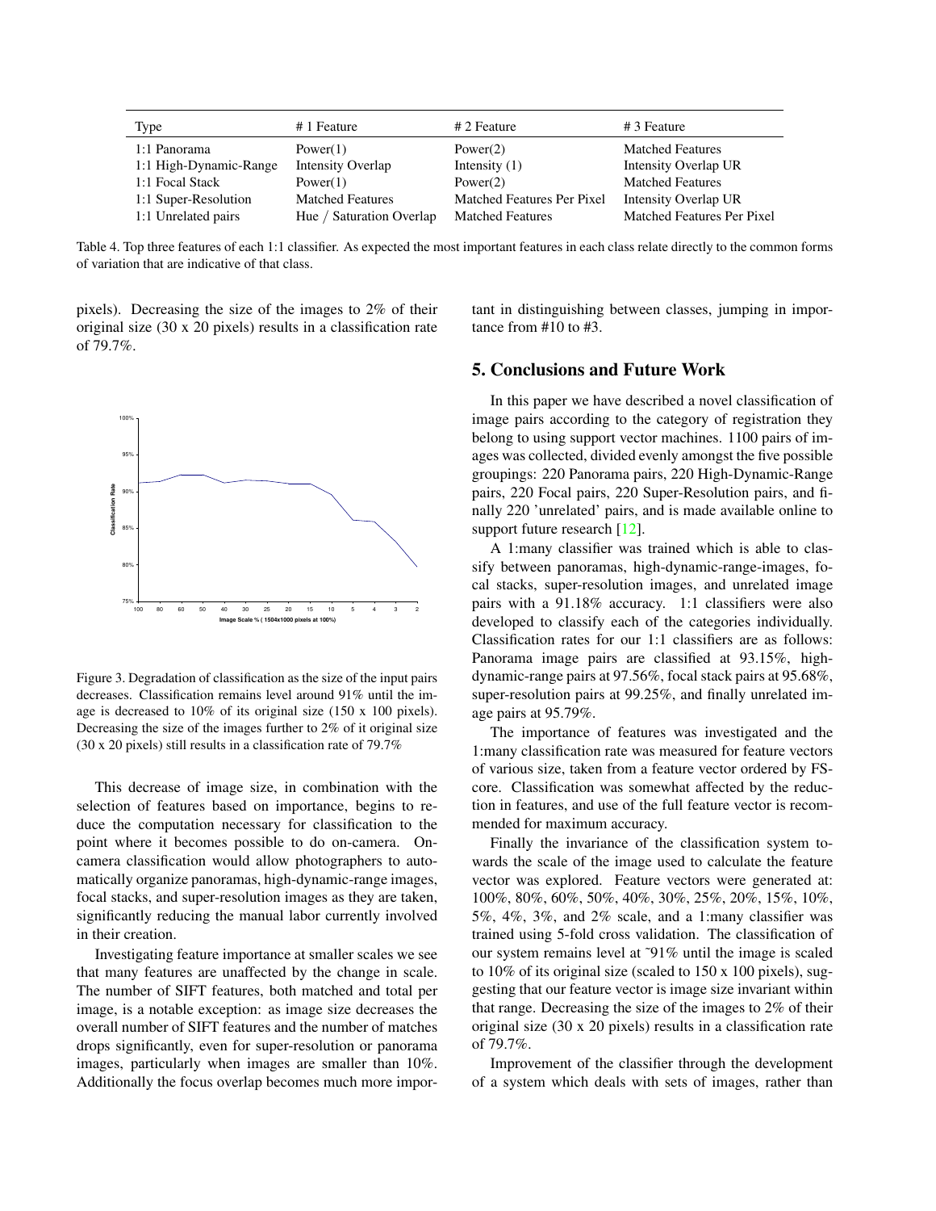| Type | # 1 Feature | # 2 Feature | # 3 Feature |
|---|---|---|---|
| 1:1 Panorama | Power(1) | Power(2) | Matched Features |
| 1:1 High-Dynamic-Range | Intensity Overlap | Intensity (1) | Intensity Overlap UR |
| 1:1 Focal Stack | Power(1) | Power(2) | Matched Features |
| 1:1 Super-Resolution | Matched Features | Matched Features Per Pixel | Intensity Overlap UR |
| 1:1 Unrelated pairs | Hue / Saturation Overlap | Matched Features | Matched Features Per Pixel |

Table 4. Top three features of each 1:1 classifier. As expected the most important features in each class relate directly to the common forms of variation that are indicative of that class.

pixels). Decreasing the size of the images to 2% of their original size (30 x 20 pixels) results in a classification rate of 79.7%.

Figure 3. Degradation of classification as the size of the input pairs decreases. Classification remains level around 91% until the image is decreased to 10% of its original size (150 x 100 pixels). Decreasing the size of the images further to 2% of it original size (30 x 20 pixels) still results in a classification rate of 79.7%

This decrease of image size, in combination with the selection of features based on importance, begins to reduce the computation necessary for classification to the point where it becomes possible to do on-camera. On-camera classification would allow photographers to automatically organize panoramas, high-dynamic-range images, focal stacks, and super-resolution images as they are taken, significantly reducing the manual labor currently involved in their creation.

Investigating feature importance at smaller scales we see that many features are unaffected by the change in scale. The number of SIFT features, both matched and total per image, is a notable exception: as image size decreases the overall number of SIFT features and the number of matches drops significantly, even for super-resolution or panorama images, particularly when images are smaller than 10%. Additionally the focus overlap becomes much more important in distinguishing between classes, jumping in importance from #10 to #3.

## 5. Conclusions and Future Work

In this paper we have described a novel classification of image pairs according to the category of registration they belong to using support vector machines. 1100 pairs of images was collected, divided evenly amongst the five possible groupings: 220 Panorama pairs, 220 High-Dynamic-Range pairs, 220 Focal pairs, 220 Super-Resolution pairs, and finally 220 'unrelated' pairs, and is made available online to support future research [12].

A 1:many classifier was trained which is able to classify between panoramas, high-dynamic-range-images, focal stacks, super-resolution images, and unrelated image pairs with a 91.18% accuracy. 1:1 classifiers were also developed to classify each of the categories individually. Classification rates for our 1:1 classifiers are as follows: Panorama image pairs are classified at 93.15%, high-dynamic-range pairs at 97.56%, focal stack pairs at 95.68%, super-resolution pairs at 99.25%, and finally unrelated image pairs at 95.79%.

The importance of features was investigated and the 1:many classification rate was measured for feature vectors of various size, taken from a feature vector ordered by FScore. Classification was somewhat affected by the reduction in features, and use of the full feature vector is recommended for maximum accuracy.

Finally the invariance of the classification system towards the scale of the image used to calculate the feature vector was explored. Feature vectors were generated at: 100%, 80%, 60%, 50%, 40%, 30%, 25%, 20%, 15%, 10%, 5%, 4%, 3%, and 2% scale, and a 1:many classifier was trained using 5-fold cross validation. The classification of our system remains level at ~91% until the image is scaled to 10% of its original size (scaled to 150 x 100 pixels), suggesting that our feature vector is image size invariant within that range. Decreasing the size of the images to 2% of their original size (30 x 20 pixels) results in a classification rate of 79.7%.

Improvement of the classifier through the development of a system which deals with sets of images, rather than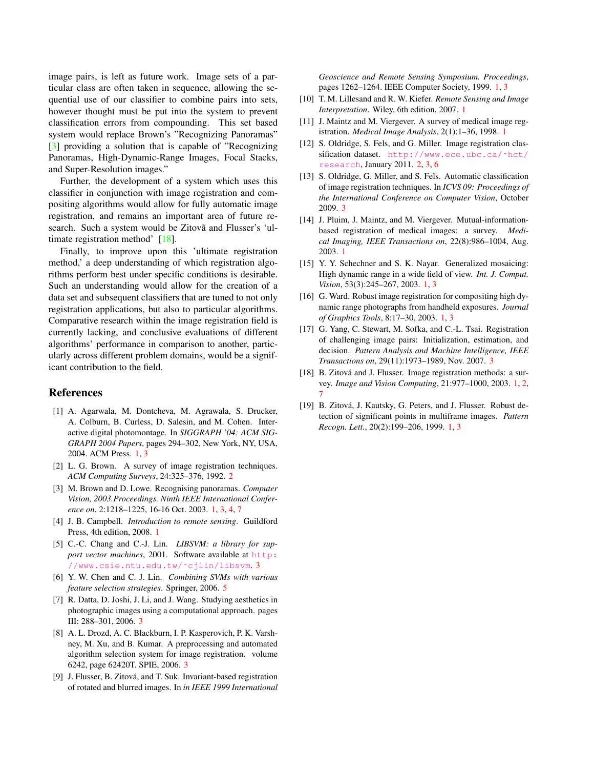image pairs, is left as future work. Image sets of a particular class are often taken in sequence, allowing the sequential use of our classifier to combine pairs into sets, however thought must be put into the system to prevent classification errors from compounding. This set based system would replace Brown's "Recognizing Panoramas" [3] providing a solution that is capable of "Recognizing Panoramas, High-Dynamic-Range Images, Focal Stacks, and Super-Resolution images."

Further, the development of a system which uses this classifier in conjunction with image registration and compositing algorithms would allow for fully automatic image registration, and remains an important area of future research. Such a system would be Zitovã and Flusser's 'ultimate registration method' [18].

Finally, to improve upon this 'ultimate registration method,' a deep understanding of which registration algorithms perform best under specific conditions is desirable. Such an understanding would allow for the creation of a data set and subsequent classifiers that are tuned to not only registration applications, but also to particular algorithms. Comparative research within the image registration field is currently lacking, and conclusive evaluations of different algorithms' performance in comparison to another, particularly across different problem domains, would be a significant contribution to the field.

## References

[1] A. Agarwala, M. Dontcheva, M. Agrawala, S. Drucker, A. Colburn, B. Curless, D. Salesin, and M. Cohen. Interactive digital photomontage. In *SIGGRAPH '04: ACM SIGGRAPH 2004 Papers*, pages 294–302, New York, NY, USA, 2004. ACM Press. 1, 3

[2] L. G. Brown. A survey of image registration techniques. *ACM Computing Surveys*, 24:325–376, 1992. 2

[3] M. Brown and D. Lowe. Recognising panoramas. *Computer Vision, 2003.Proceedings. Ninth IEEE International Conference on*, 2:1218–1225, 16-16 Oct. 2003. 1, 3, 4, 7

[4] J. B. Campbell. *Introduction to remote sensing*. Guildford Press, 4th edition, 2008. 1

[5] C.-C. Chang and C.-J. Lin. *LIBSVM: a library for support vector machines*, 2001. Software available at http://www.csie.ntu.edu.tw/~cjlin/libsvm. 3

[6] Y. W. Chen and C. J. Lin. *Combining SVMs with various feature selection strategies*. Springer, 2006. 5

[7] R. Datta, D. Joshi, J. Li, and J. Wang. Studying aesthetics in photographic images using a computational approach. pages III: 288–301, 2006. 3

[8] A. L. Drozd, A. C. Blackburn, I. P. Kasperovich, P. K. Varshney, M. Xu, and B. Kumar. A preprocessing and automated algorithm selection system for image registration. volume 6242, page 62420T. SPIE, 2006. 3

[9] J. Flusser, B. Zitová, and T. Suk. Invariant-based registration of rotated and blurred images. In *in IEEE 1999 International Geoscience and Remote Sensing Symposium. Proceedings*, pages 1262–1264. IEEE Computer Society, 1999. 1, 3

[10] T. M. Lillesand and R. W. Kiefer. *Remote Sensing and Image Interpretation*. Wiley, 6th edition, 2007. 1

[11] J. Maintz and M. Viergever. A survey of medical image registration. *Medical Image Analysis*, 2(1):1–36, 1998. 1

[12] S. Oldridge, S. Fels, and G. Miller. Image registration classification dataset. http://www.ece.ubc.ca/~hct/research, January 2011. 2, 3, 6

[13] S. Oldridge, G. Miller, and S. Fels. Automatic classification of image registration techniques. In *ICVS 09: Proceedings of the International Conference on Computer Vision*, October 2009. 3

[14] J. Pluim, J. Maintz, and M. Viergever. Mutual-information-based registration of medical images: a survey. *Medical Imaging, IEEE Transactions on*, 22(8):986–1004, Aug. 2003. 1

[15] Y. Y. Schechner and S. K. Nayar. Generalized mosaicing: High dynamic range in a wide field of view. *Int. J. Comput. Vision*, 53(3):245–267, 2003. 1, 3

[16] G. Ward. Robust image registration for compositing high dynamic range photographs from handheld exposures. *Journal of Graphics Tools*, 8:17–30, 2003. 1, 3

[17] G. Yang, C. Stewart, M. Sofka, and C.-L. Tsai. Registration of challenging image pairs: Initialization, estimation, and decision. *Pattern Analysis and Machine Intelligence, IEEE Transactions on*, 29(11):1973–1989, Nov. 2007. 3

[18] B. Zitová and J. Flusser. Image registration methods: a survey. *Image and Vision Computing*, 21:977–1000, 2003. 1, 2, 7

[19] B. Zitová, J. Kautsky, G. Peters, and J. Flusser. Robust detection of significant points in multiframe images. *Pattern Recogn. Lett.*, 20(2):199–206, 1999. 1, 3